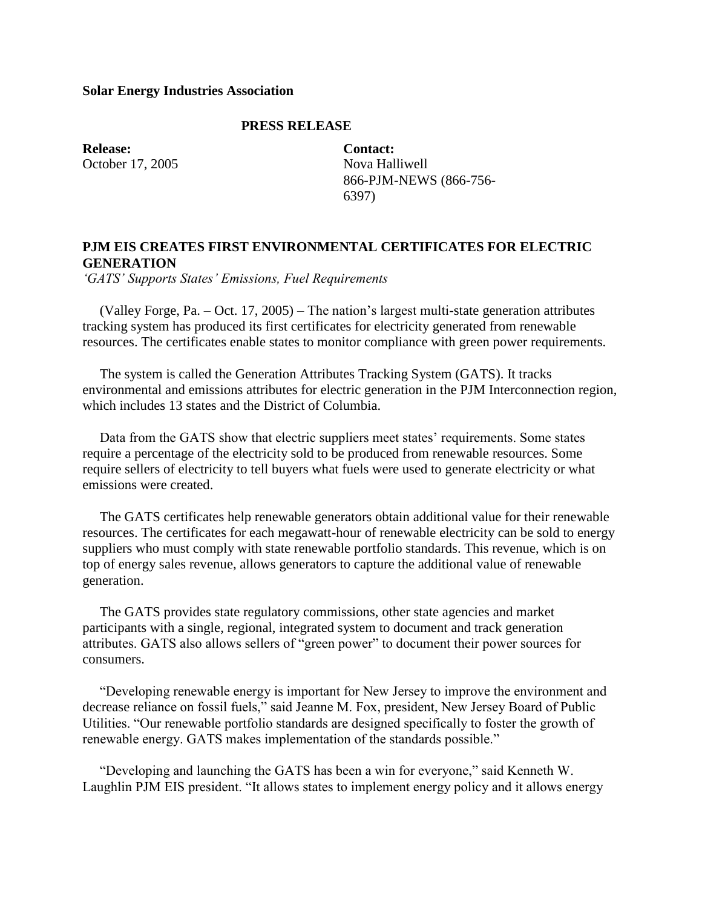**Solar Energy Industries Association**

**PRESS RELEASE**

**Release:**
October 17, 2005

**Contact:**
Nova Halliwell
866-PJM-NEWS (866-756-6397)

## PJM EIS CREATES FIRST ENVIRONMENTAL CERTIFICATES FOR ELECTRIC GENERATION

*'GATS' Supports States' Emissions, Fuel Requirements*

(Valley Forge, Pa. – Oct. 17, 2005) – The nation's largest multi-state generation attributes tracking system has produced its first certificates for electricity generated from renewable resources. The certificates enable states to monitor compliance with green power requirements.

The system is called the Generation Attributes Tracking System (GATS). It tracks environmental and emissions attributes for electric generation in the PJM Interconnection region, which includes 13 states and the District of Columbia.

Data from the GATS show that electric suppliers meet states' requirements. Some states require a percentage of the electricity sold to be produced from renewable resources. Some require sellers of electricity to tell buyers what fuels were used to generate electricity or what emissions were created.

The GATS certificates help renewable generators obtain additional value for their renewable resources. The certificates for each megawatt-hour of renewable electricity can be sold to energy suppliers who must comply with state renewable portfolio standards. This revenue, which is on top of energy sales revenue, allows generators to capture the additional value of renewable generation.

The GATS provides state regulatory commissions, other state agencies and market participants with a single, regional, integrated system to document and track generation attributes. GATS also allows sellers of "green power" to document their power sources for consumers.

"Developing renewable energy is important for New Jersey to improve the environment and decrease reliance on fossil fuels," said Jeanne M. Fox, president, New Jersey Board of Public Utilities. "Our renewable portfolio standards are designed specifically to foster the growth of renewable energy. GATS makes implementation of the standards possible."

"Developing and launching the GATS has been a win for everyone," said Kenneth W. Laughlin PJM EIS president. "It allows states to implement energy policy and it allows energy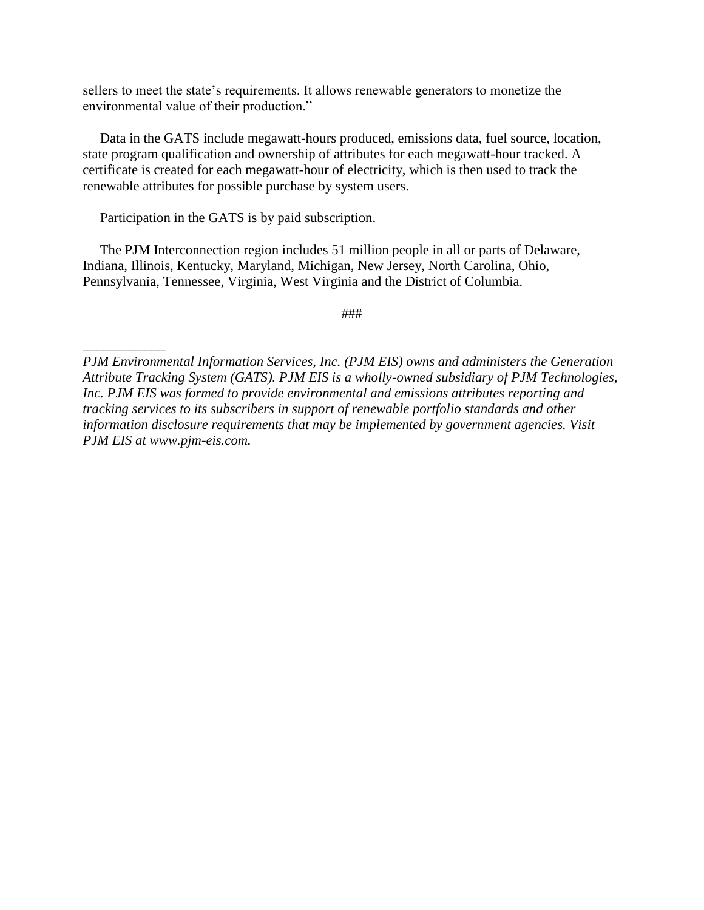sellers to meet the state's requirements. It allows renewable generators to monetize the environmental value of their production."

Data in the GATS include megawatt-hours produced, emissions data, fuel source, location, state program qualification and ownership of attributes for each megawatt-hour tracked. A certificate is created for each megawatt-hour of electricity, which is then used to track the renewable attributes for possible purchase by system users.

Participation in the GATS is by paid subscription.

The PJM Interconnection region includes 51 million people in all or parts of Delaware, Indiana, Illinois, Kentucky, Maryland, Michigan, New Jersey, North Carolina, Ohio, Pennsylvania, Tennessee, Virginia, West Virginia and the District of Columbia.

###

---

*PJM Environmental Information Services, Inc. (PJM EIS) owns and administers the Generation Attribute Tracking System (GATS). PJM EIS is a wholly-owned subsidiary of PJM Technologies, Inc. PJM EIS was formed to provide environmental and emissions attributes reporting and tracking services to its subscribers in support of renewable portfolio standards and other information disclosure requirements that may be implemented by government agencies. Visit PJM EIS at www.pjm-eis.com.*